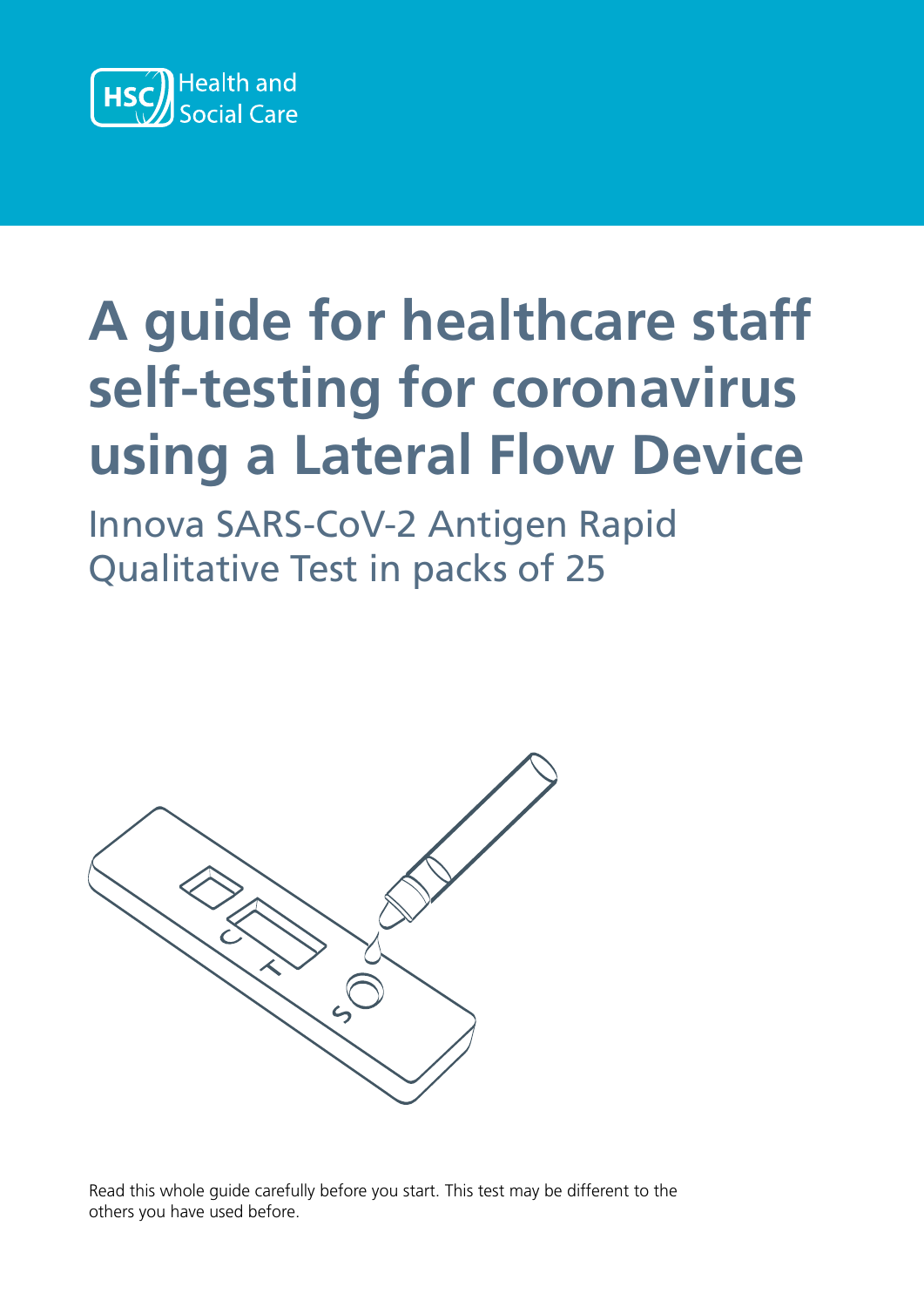Health and Social Care

# A guide for healthcare staff self-testing for coronavirus using a Lateral Flow Device

## Innova SARS-CoV-2 Antigen Rapid Qualitative Test in packs of 25

Read this whole guide carefully before you start. This test may be different to the others you have used before.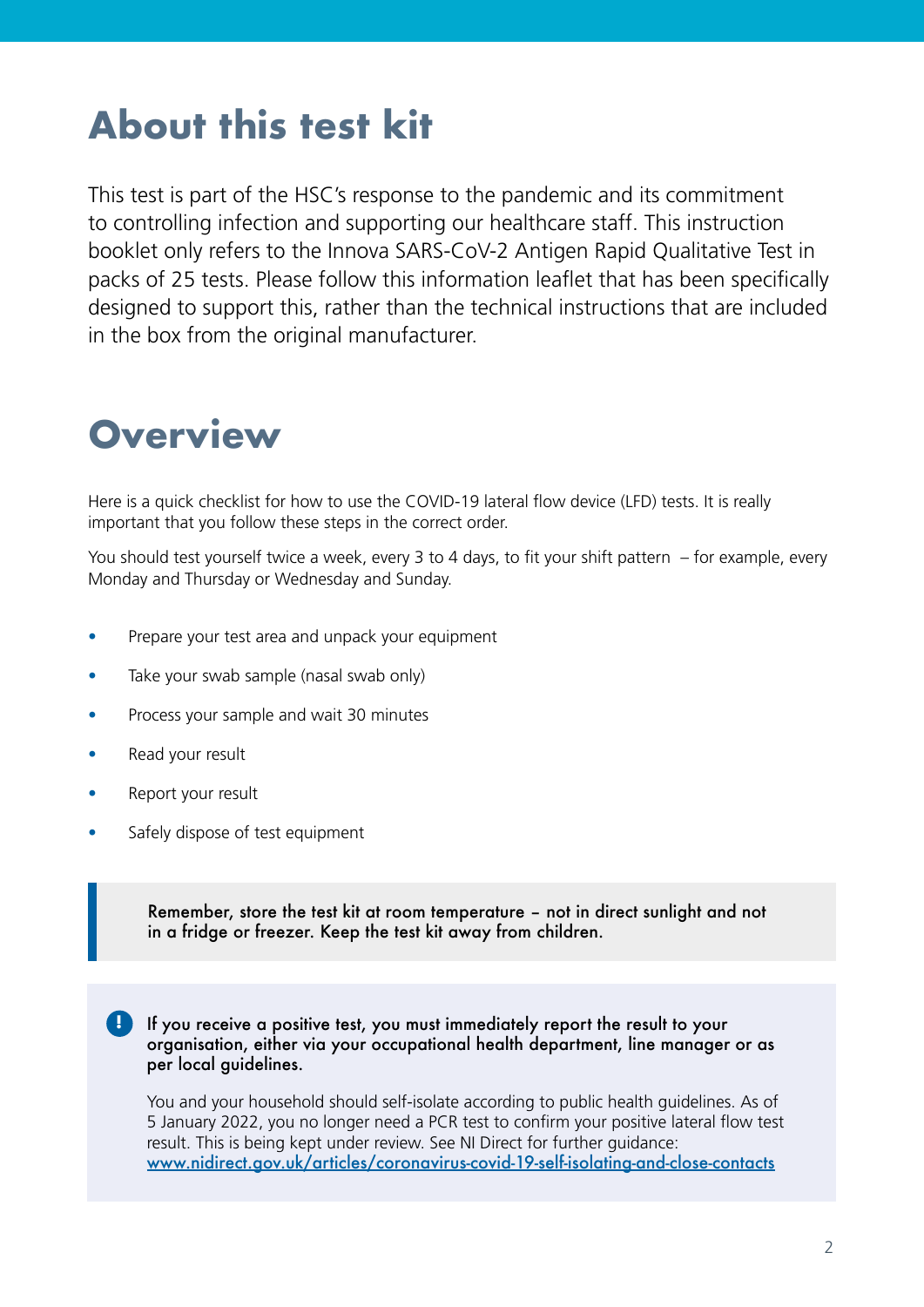# About this test kit

This test is part of the HSC's response to the pandemic and its commitment to controlling infection and supporting our healthcare staff. This instruction booklet only refers to the Innova SARS-CoV-2 Antigen Rapid Qualitative Test in packs of 25 tests. Please follow this information leaflet that has been specifically designed to support this, rather than the technical instructions that are included in the box from the original manufacturer.

# Overview

Here is a quick checklist for how to use the COVID-19 lateral flow device (LFD) tests. It is really important that you follow these steps in the correct order.

You should test yourself twice a week, every 3 to 4 days, to fit your shift pattern – for example, every Monday and Thursday or Wednesday and Sunday.

- Prepare your test area and unpack your equipment
- Take your swab sample (nasal swab only)
- Process your sample and wait 30 minutes
- Read your result
- Report your result
- Safely dispose of test equipment

> **Remember, store the test kit at room temperature – not in direct sunlight and not in a fridge or freezer. Keep the test kit away from children.**

**If you receive a positive test, you must immediately report the result to your organisation, either via your occupational health department, line manager or as per local guidelines.**

You and your household should self-isolate according to public health guidelines. As of 5 January 2022, you no longer need a PCR test to confirm your positive lateral flow test result. This is being kept under review. See NI Direct for further guidance: www.nidirect.gov.uk/articles/coronavirus-covid-19-self-isolating-and-close-contacts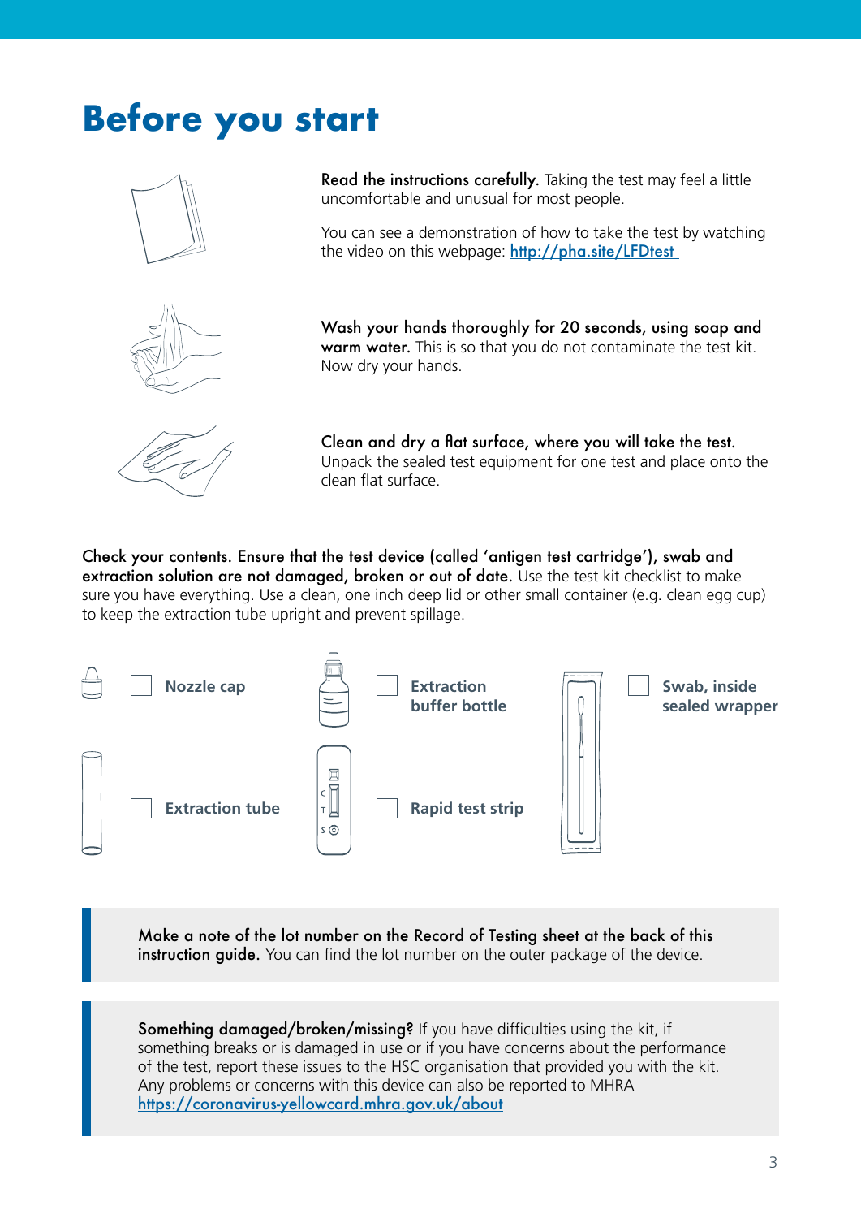# Before you start

**Read the instructions carefully.** Taking the test may feel a little uncomfortable and unusual for most people.

You can see a demonstration of how to take the test by watching the video on this webpage: http://pha.site/LFDtest

**Wash your hands thoroughly for 20 seconds, using soap and warm water.** This is so that you do not contaminate the test kit. Now dry your hands.

**Clean and dry a flat surface, where you will take the test.** Unpack the sealed test equipment for one test and place onto the clean flat surface.

**Check your contents. Ensure that the test device (called 'antigen test cartridge'), swab and extraction solution are not damaged, broken or out of date.** Use the test kit checklist to make sure you have everything. Use a clean, one inch deep lid or other small container (e.g. clean egg cup) to keep the extraction tube upright and prevent spillage.

- ☐ Nozzle cap
- ☐ Extraction buffer bottle
- ☐ Swab, inside sealed wrapper
- ☐ Extraction tube
- ☐ Rapid test strip

**Make a note of the lot number on the Record of Testing sheet at the back of this instruction guide.** You can find the lot number on the outer package of the device.

**Something damaged/broken/missing?** If you have difficulties using the kit, if something breaks or is damaged in use or if you have concerns about the performance of the test, report these issues to the HSC organisation that provided you with the kit. Any problems or concerns with this device can also be reported to MHRA https://coronavirus-yellowcard.mhra.gov.uk/about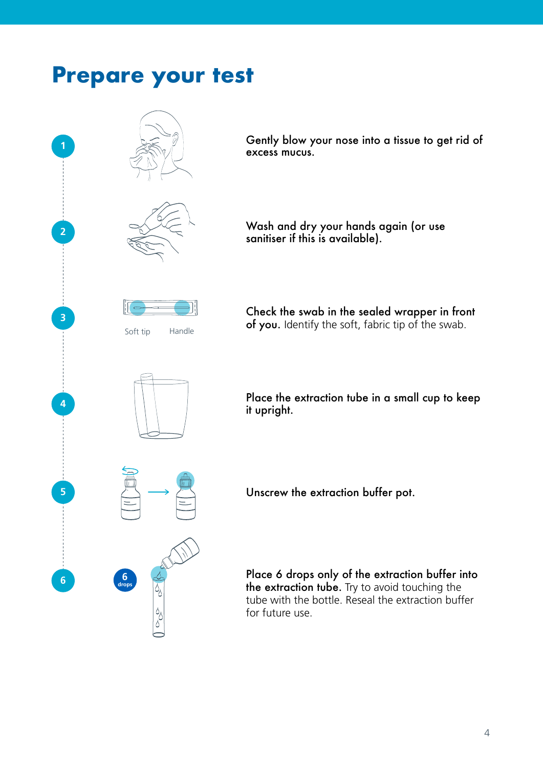# Prepare your test

1. **Gently blow your nose into a tissue to get rid of excess mucus.**

2. **Wash and dry your hands again (or use sanitiser if this is available).**

3. **Check the swab in the sealed wrapper in front of you.** Identify the soft, fabric tip of the swab.

   Soft tip  Handle

4. **Place the extraction tube in a small cup to keep it upright.**

5. **Unscrew the extraction buffer pot.**

6. **Place 6 drops only of the extraction buffer into the extraction tube.** Try to avoid touching the tube with the bottle. Reseal the extraction buffer for future use.

   6 drops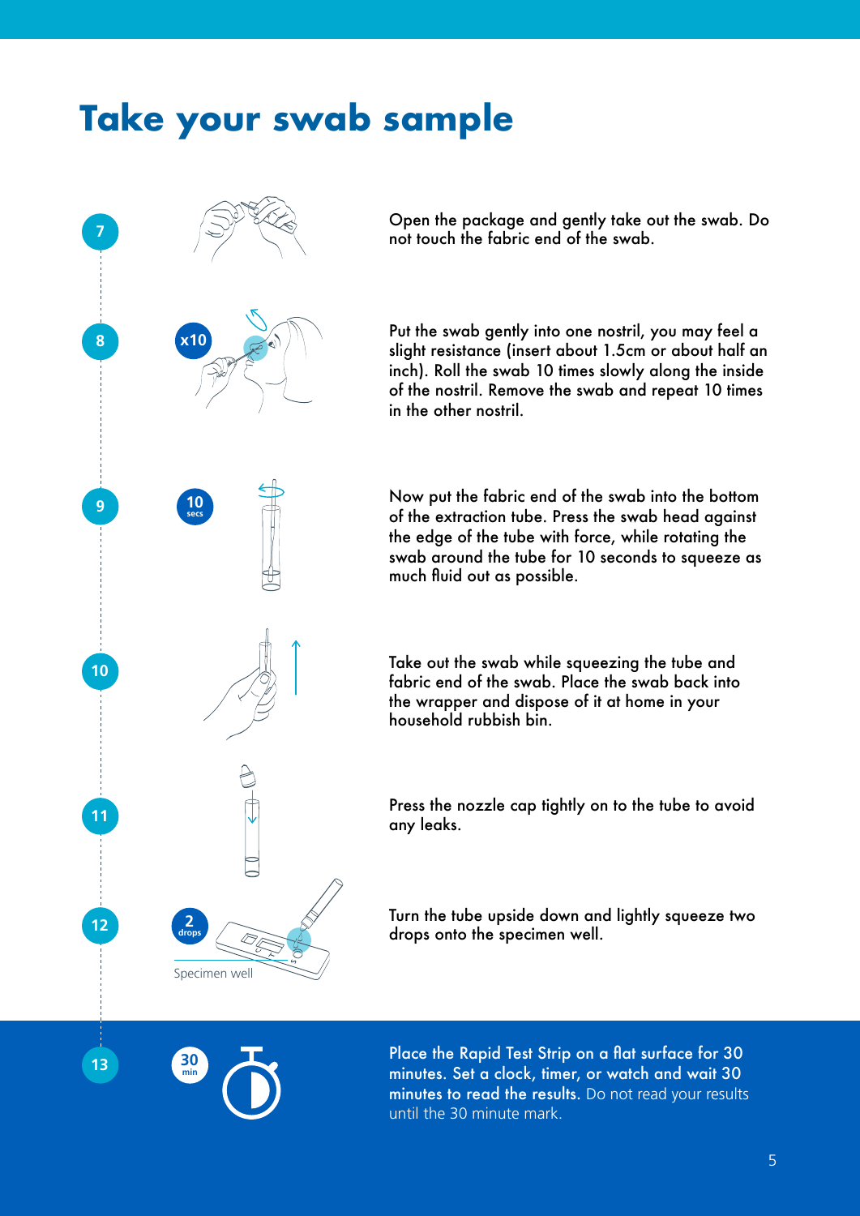# Take your swab sample

7. Open the package and gently take out the swab. Do not touch the fabric end of the swab.

8. **x10** Put the swab gently into one nostril, you may feel a slight resistance (insert about 1.5cm or about half an inch). Roll the swab 10 times slowly along the inside of the nostril. Remove the swab and repeat 10 times in the other nostril.

9. **10 secs** Now put the fabric end of the swab into the bottom of the extraction tube. Press the swab head against the edge of the tube with force, while rotating the swab around the tube for 10 seconds to squeeze as much fluid out as possible.

10. Take out the swab while squeezing the tube and fabric end of the swab. Place the swab back into the wrapper and dispose of it at home in your household rubbish bin.

11. Press the nozzle cap tightly on to the tube to avoid any leaks.

12. **2 drops** Turn the tube upside down and lightly squeeze two drops onto the specimen well.

    Specimen well

13. **30 min** Place the Rapid Test Strip on a flat surface for 30 minutes. Set a clock, timer, or watch and wait 30 minutes to read the results. Do not read your results until the 30 minute mark.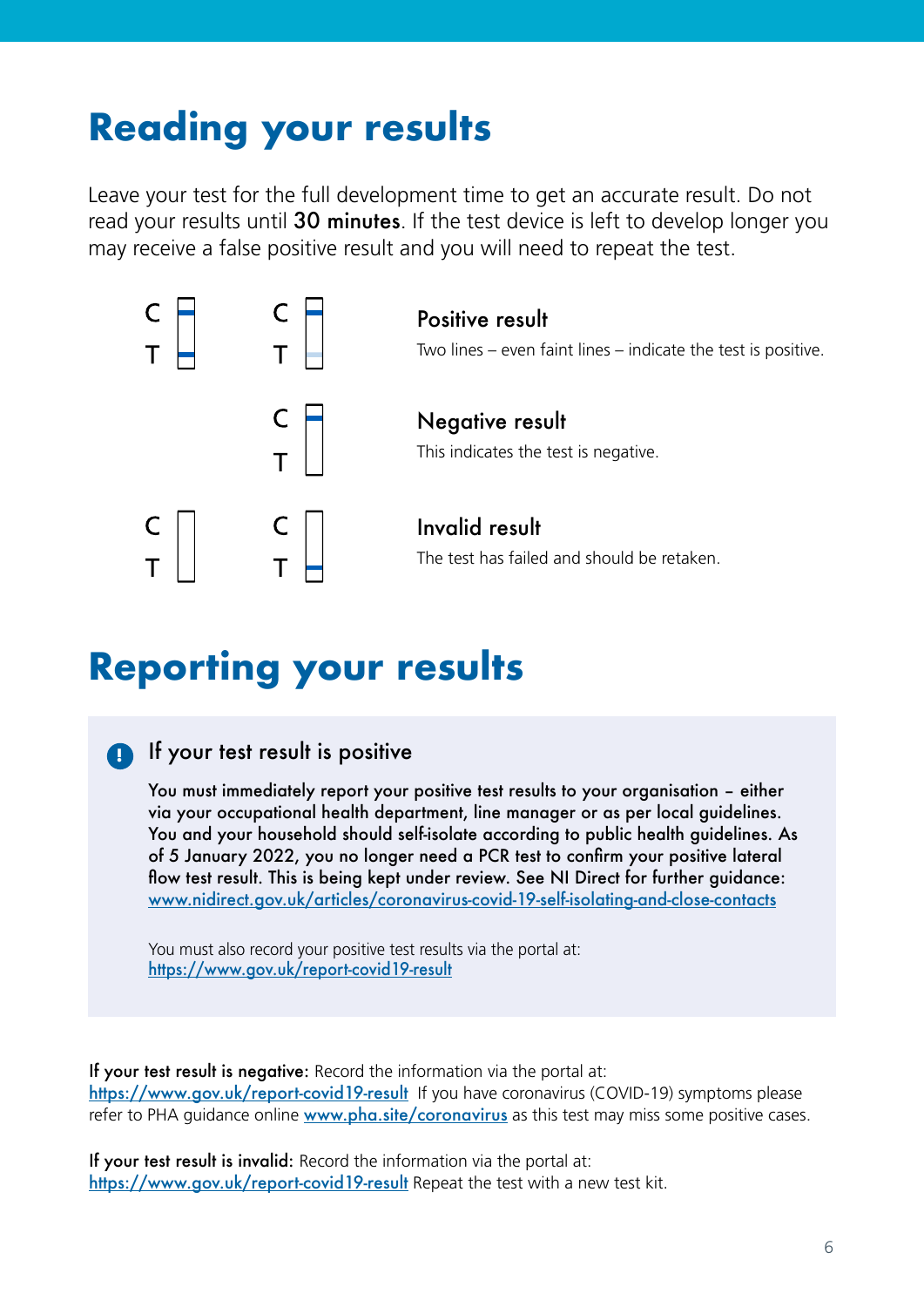# Reading your results

Leave your test for the full development time to get an accurate result. Do not read your results until **30 minutes**. If the test device is left to develop longer you may receive a false positive result and you will need to repeat the test.

C T C T

### Positive result

Two lines – even faint lines – indicate the test is positive.

C T

### Negative result

This indicates the test is negative.

C T C T

### Invalid result

The test has failed and should be retaken.

# Reporting your results

### If your test result is positive

**You must immediately report your positive test results to your organisation – either via your occupational health department, line manager or as per local guidelines. You and your household should self-isolate according to public health guidelines. As of 5 January 2022, you no longer need a PCR test to confirm your positive lateral flow test result. This is being kept under review. See NI Direct for further guidance: [www.nidirect.gov.uk/articles/coronavirus-covid-19-self-isolating-and-close-contacts](www.nidirect.gov.uk/articles/coronavirus-covid-19-self-isolating-and-close-contacts)**

You must also record your positive test results via the portal at: [https://www.gov.uk/report-covid19-result](https://www.gov.uk/report-covid19-result)

**If your test result is negative:** Record the information via the portal at: [https://www.gov.uk/report-covid19-result](https://www.gov.uk/report-covid19-result) If you have coronavirus (COVID-19) symptoms please refer to PHA guidance online [www.pha.site/coronavirus](www.pha.site/coronavirus) as this test may miss some positive cases.

**If your test result is invalid:** Record the information via the portal at: [https://www.gov.uk/report-covid19-result](https://www.gov.uk/report-covid19-result) Repeat the test with a new test kit.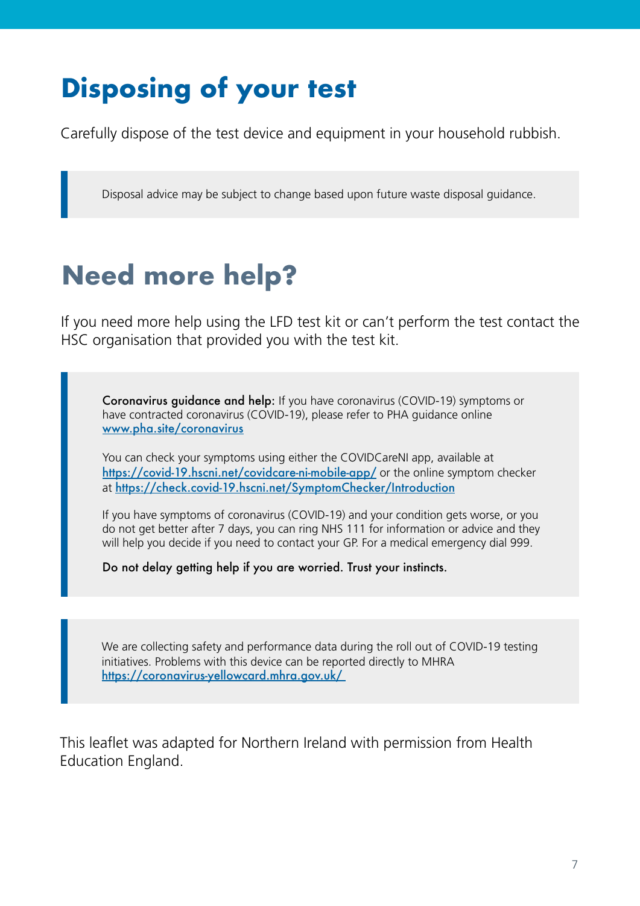## Disposing of your test

Carefully dispose of the test device and equipment in your household rubbish.

> Disposal advice may be subject to change based upon future waste disposal guidance.

## Need more help?

If you need more help using the LFD test kit or can't perform the test contact the HSC organisation that provided you with the test kit.

> **Coronavirus guidance and help:** If you have coronavirus (COVID-19) symptoms or have contracted coronavirus (COVID-19), please refer to PHA guidance online [www.pha.site/coronavirus](www.pha.site/coronavirus)
>
> You can check your symptoms using either the COVIDCareNI app, available at [https://covid-19.hscni.net/covidcare-ni-mobile-app/](https://covid-19.hscni.net/covidcare-ni-mobile-app/) or the online symptom checker at [https://check.covid-19.hscni.net/SymptomChecker/Introduction](https://check.covid-19.hscni.net/SymptomChecker/Introduction)
>
> If you have symptoms of coronavirus (COVID-19) and your condition gets worse, or you do not get better after 7 days, you can ring NHS 111 for information or advice and they will help you decide if you need to contact your GP. For a medical emergency dial 999.
>
> **Do not delay getting help if you are worried. Trust your instincts.**

> We are collecting safety and performance data during the roll out of COVID-19 testing initiatives. Problems with this device can be reported directly to MHRA [https://coronavirus-yellowcard.mhra.gov.uk/](https://coronavirus-yellowcard.mhra.gov.uk/)

This leaflet was adapted for Northern Ireland with permission from Health Education England.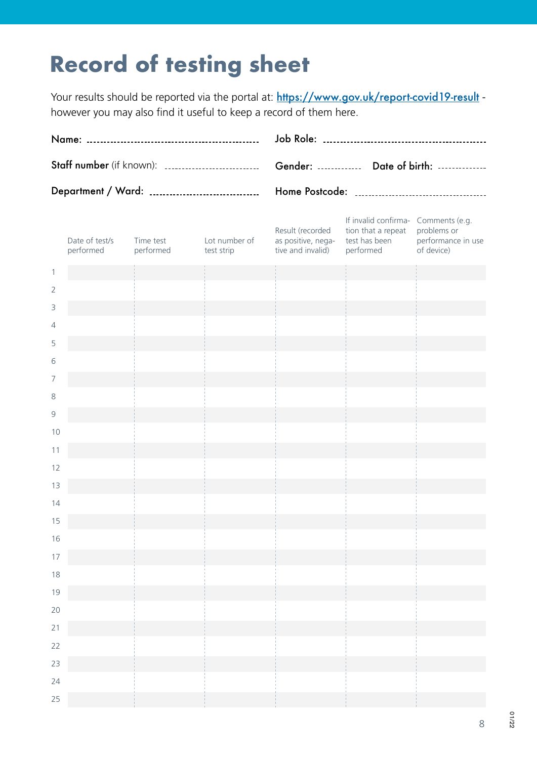# Record of testing sheet

Your results should be reported via the portal at: https://www.gov.uk/report-covid19-result - however you may also find it useful to keep a record of them here.

**Name:** ..................................................... **Job Role:** .....................................................

**Staff number** (if known): ............................ **Gender:** ............ **Date of birth:** ............

**Department / Ward:** ............................ **Home Postcode:** ............................

| | Date of test/s performed | Time test performed | Lot number of test strip | Result (recorded as positive, negative and invalid) | If invalid confirmation that a repeat test has been performed | Comments (e.g. problems or performance in use of device) |
|---|---|---|---|---|---|---|
| 1 | | | | | | |
| 2 | | | | | | |
| 3 | | | | | | |
| 4 | | | | | | |
| 5 | | | | | | |
| 6 | | | | | | |
| 7 | | | | | | |
| 8 | | | | | | |
| 9 | | | | | | |
| 10 | | | | | | |
| 11 | | | | | | |
| 12 | | | | | | |
| 13 | | | | | | |
| 14 | | | | | | |
| 15 | | | | | | |
| 16 | | | | | | |
| 17 | | | | | | |
| 18 | | | | | | |
| 19 | | | | | | |
| 20 | | | | | | |
| 21 | | | | | | |
| 22 | | | | | | |
| 23 | | | | | | |
| 24 | | | | | | |
| 25 | | | | | | |

01/22